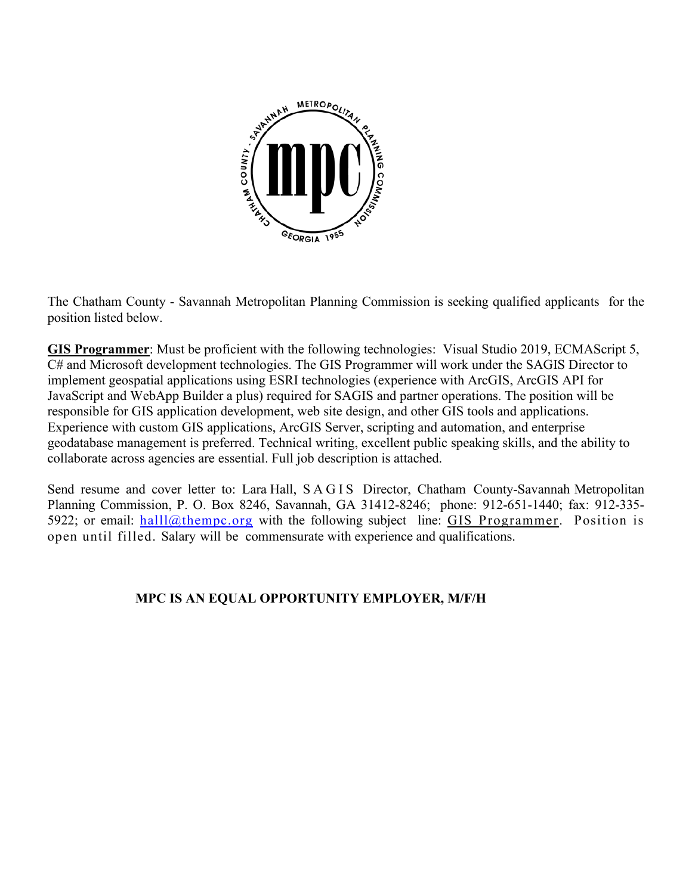The Chatham County - Savannah Metropolitan Planning Commission is seeking qualified applicants for the position listed below.

**GIS Programmer**: Must be proficient with the following technologies: Visual Studio 2019, ECMAScript 5, C# and Microsoft development technologies. The GIS Programmer will work under the SAGIS Director to implement geospatial applications using ESRI technologies (experience with ArcGIS, ArcGIS API for JavaScript and WebApp Builder a plus) required for SAGIS and partner operations. The position will be responsible for GIS application development, web site design, and other GIS tools and applications. Experience with custom GIS applications, ArcGIS Server, scripting and automation, and enterprise geodatabase management is preferred. Technical writing, excellent public speaking skills, and the ability to collaborate across agencies are essential. Full job description is attached.

Send resume and cover letter to: Lara Hall, SAGIS Director, Chatham County-Savannah Metropolitan Planning Commission, P. O. Box 8246, Savannah, GA 31412-8246; phone: 912-651-1440; fax: 912-335-5922; or email: halll@thempc.org with the following subject line: GIS Programmer. Position is open until filled. Salary will be commensurate with experience and qualifications.

**MPC IS AN EQUAL OPPORTUNITY EMPLOYER, M/F/H**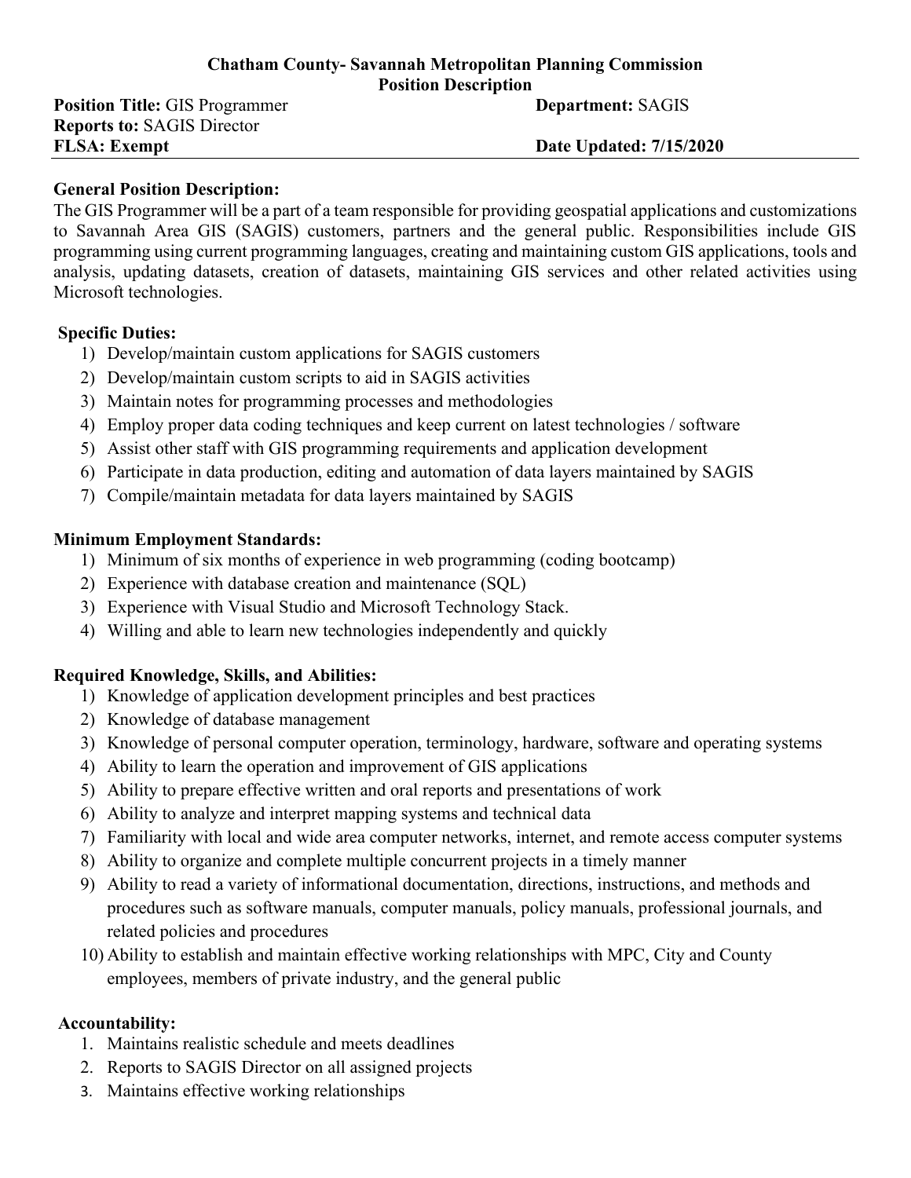**Chatham County- Savannah Metropolitan Planning Commission**
**Position Description**

**Position Title:** GIS Programmer **Department:** SAGIS
**Reports to:** SAGIS Director
**FLSA: Exempt** **Date Updated: 7/15/2020**

**General Position Description:**

The GIS Programmer will be a part of a team responsible for providing geospatial applications and customizations to Savannah Area GIS (SAGIS) customers, partners and the general public. Responsibilities include GIS programming using current programming languages, creating and maintaining custom GIS applications, tools and analysis, updating datasets, creation of datasets, maintaining GIS services and other related activities using Microsoft technologies.

**Specific Duties:**

1) Develop/maintain custom applications for SAGIS customers
2) Develop/maintain custom scripts to aid in SAGIS activities
3) Maintain notes for programming processes and methodologies
4) Employ proper data coding techniques and keep current on latest technologies / software
5) Assist other staff with GIS programming requirements and application development
6) Participate in data production, editing and automation of data layers maintained by SAGIS
7) Compile/maintain metadata for data layers maintained by SAGIS

**Minimum Employment Standards:**

1) Minimum of six months of experience in web programming (coding bootcamp)
2) Experience with database creation and maintenance (SQL)
3) Experience with Visual Studio and Microsoft Technology Stack.
4) Willing and able to learn new technologies independently and quickly

**Required Knowledge, Skills, and Abilities:**

1) Knowledge of application development principles and best practices
2) Knowledge of database management
3) Knowledge of personal computer operation, terminology, hardware, software and operating systems
4) Ability to learn the operation and improvement of GIS applications
5) Ability to prepare effective written and oral reports and presentations of work
6) Ability to analyze and interpret mapping systems and technical data
7) Familiarity with local and wide area computer networks, internet, and remote access computer systems
8) Ability to organize and complete multiple concurrent projects in a timely manner
9) Ability to read a variety of informational documentation, directions, instructions, and methods and procedures such as software manuals, computer manuals, policy manuals, professional journals, and related policies and procedures
10) Ability to establish and maintain effective working relationships with MPC, City and County employees, members of private industry, and the general public

**Accountability:**

1. Maintains realistic schedule and meets deadlines
2. Reports to SAGIS Director on all assigned projects
3. Maintains effective working relationships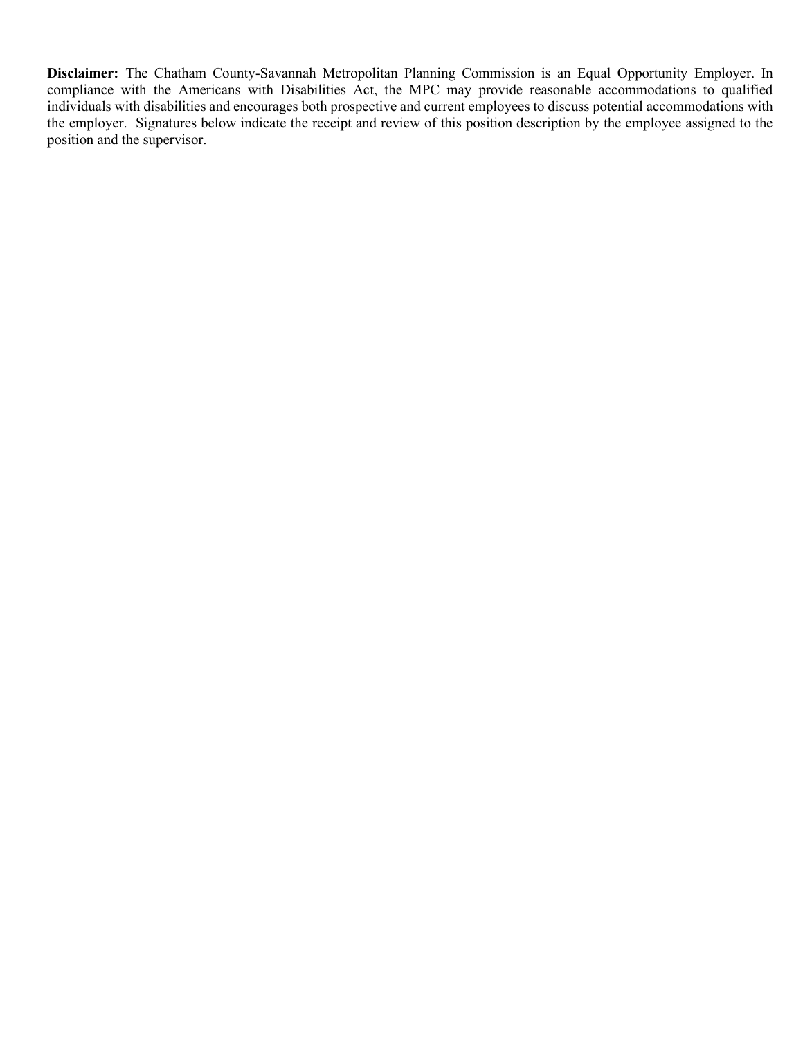**Disclaimer:** The Chatham County-Savannah Metropolitan Planning Commission is an Equal Opportunity Employer. In compliance with the Americans with Disabilities Act, the MPC may provide reasonable accommodations to qualified individuals with disabilities and encourages both prospective and current employees to discuss potential accommodations with the employer. Signatures below indicate the receipt and review of this position description by the employee assigned to the position and the supervisor.